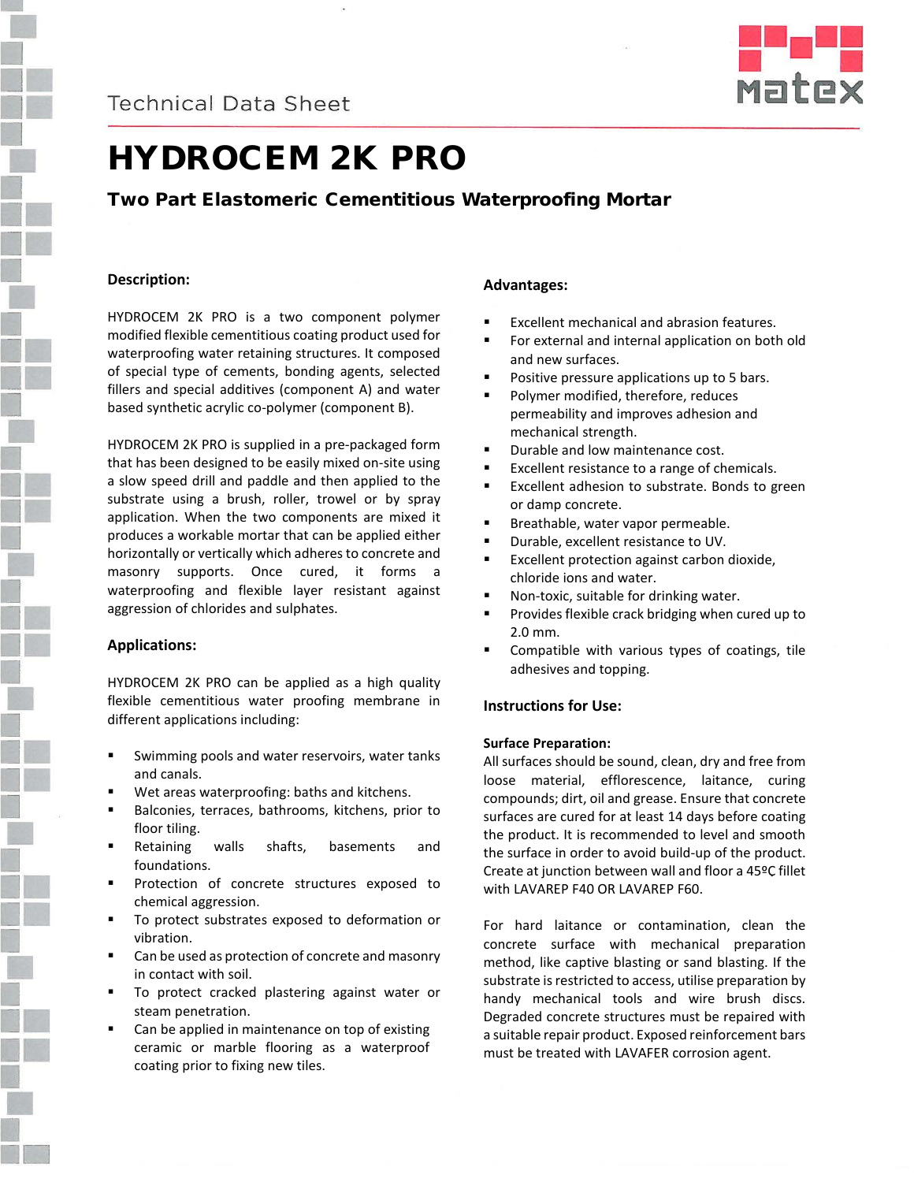Technical Data Sheet

# HYDROCEM 2K PRO

## Two Part Elastomeric Cementitious Waterproofing Mortar

### Description:

HYDROCEM 2K PRO is a two component polymer modified flexible cementitious coating product used for waterproofing water retaining structures. It composed of special type of cements, bonding agents, selected fillers and special additives (component A) and water based synthetic acrylic co-polymer (component B).

HYDROCEM 2K PRO is supplied in a pre-packaged form that has been designed to be easily mixed on-site using a slow speed drill and paddle and then applied to the substrate using a brush, roller, trowel or by spray application. When the two components are mixed it produces a workable mortar that can be applied either horizontally or vertically which adheres to concrete and masonry supports. Once cured, it forms a waterproofing and flexible layer resistant against aggression of chlorides and sulphates.

### Applications:

HYDROCEM 2K PRO can be applied as a high quality flexible cementitious water proofing membrane in different applications including:

- Swimming pools and water reservoirs, water tanks and canals.
- Wet areas waterproofing: baths and kitchens.
- Balconies, terraces, bathrooms, kitchens, prior to floor tiling.
- Retaining walls shafts, basements and foundations.
- Protection of concrete structures exposed to chemical aggression.
- To protect substrates exposed to deformation or vibration.
- Can be used as protection of concrete and masonry in contact with soil.
- To protect cracked plastering against water or steam penetration.
- Can be applied in maintenance on top of existing ceramic or marble flooring as a waterproof coating prior to fixing new tiles.

### Advantages:

- Excellent mechanical and abrasion features.
- For external and internal application on both old and new surfaces.
- Positive pressure applications up to 5 bars.
- Polymer modified, therefore, reduces permeability and improves adhesion and mechanical strength.
- Durable and low maintenance cost.
- Excellent resistance to a range of chemicals.
- Excellent adhesion to substrate. Bonds to green or damp concrete.
- Breathable, water vapor permeable.
- Durable, excellent resistance to UV.
- Excellent protection against carbon dioxide, chloride ions and water.
- Non-toxic, suitable for drinking water.
- Provides flexible crack bridging when cured up to 2.0 mm.
- Compatible with various types of coatings, tile adhesives and topping.

### Instructions for Use:

**Surface Preparation:**

All surfaces should be sound, clean, dry and free from loose material, efflorescence, laitance, curing compounds; dirt, oil and grease. Ensure that concrete surfaces are cured for at least 14 days before coating the product. It is recommended to level and smooth the surface in order to avoid build-up of the product. Create at junction between wall and floor a 45ºC fillet with LAVAREP F40 OR LAVAREP F60.

For hard laitance or contamination, clean the concrete surface with mechanical preparation method, like captive blasting or sand blasting. If the substrate is restricted to access, utilise preparation by handy mechanical tools and wire brush discs. Degraded concrete structures must be repaired with a suitable repair product. Exposed reinforcement bars must be treated with LAVAFER corrosion agent.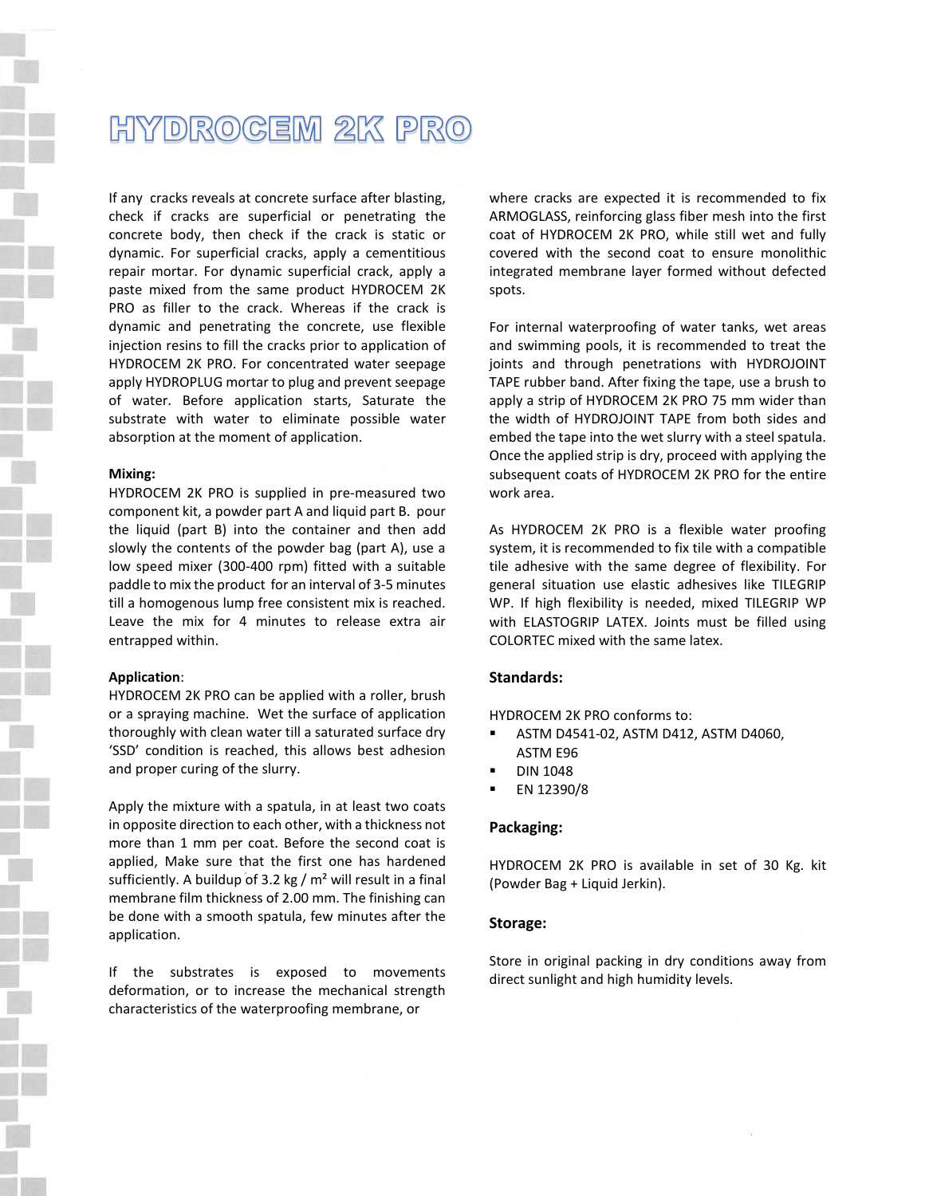# HYDROCEM 2K PRO

If any cracks reveals at concrete surface after blasting, check if cracks are superficial or penetrating the concrete body, then check if the crack is static or dynamic. For superficial cracks, apply a cementitious repair mortar. For dynamic superficial crack, apply a paste mixed from the same product HYDROCEM 2K PRO as filler to the crack. Whereas if the crack is dynamic and penetrating the concrete, use flexible injection resins to fill the cracks prior to application of HYDROCEM 2K PRO. For concentrated water seepage apply HYDROPLUG mortar to plug and prevent seepage of water. Before application starts, Saturate the substrate with water to eliminate possible water absorption at the moment of application.

**Mixing:**

HYDROCEM 2K PRO is supplied in pre-measured two component kit, a powder part A and liquid part B. pour the liquid (part B) into the container and then add slowly the contents of the powder bag (part A), use a low speed mixer (300-400 rpm) fitted with a suitable paddle to mix the product for an interval of 3-5 minutes till a homogenous lump free consistent mix is reached. Leave the mix for 4 minutes to release extra air entrapped within.

**Application**:

HYDROCEM 2K PRO can be applied with a roller, brush or a spraying machine. Wet the surface of application thoroughly with clean water till a saturated surface dry 'SSD' condition is reached, this allows best adhesion and proper curing of the slurry.

Apply the mixture with a spatula, in at least two coats in opposite direction to each other, with a thickness not more than 1 mm per coat. Before the second coat is applied, Make sure that the first one has hardened sufficiently. A buildup of 3.2 kg / m² will result in a final membrane film thickness of 2.00 mm. The finishing can be done with a smooth spatula, few minutes after the application.

If the substrates is exposed to movements deformation, or to increase the mechanical strength characteristics of the waterproofing membrane, or where cracks are expected it is recommended to fix ARMOGLASS, reinforcing glass fiber mesh into the first coat of HYDROCEM 2K PRO, while still wet and fully covered with the second coat to ensure monolithic integrated membrane layer formed without defected spots.

For internal waterproofing of water tanks, wet areas and swimming pools, it is recommended to treat the joints and through penetrations with HYDROJOINT TAPE rubber band. After fixing the tape, use a brush to apply a strip of HYDROCEM 2K PRO 75 mm wider than the width of HYDROJOINT TAPE from both sides and embed the tape into the wet slurry with a steel spatula. Once the applied strip is dry, proceed with applying the subsequent coats of HYDROCEM 2K PRO for the entire work area.

As HYDROCEM 2K PRO is a flexible water proofing system, it is recommended to fix tile with a compatible tile adhesive with the same degree of flexibility. For general situation use elastic adhesives like TILEGRIP WP. If high flexibility is needed, mixed TILEGRIP WP with ELASTOGRIP LATEX. Joints must be filled using COLORTEC mixed with the same latex.

## Standards:

HYDROCEM 2K PRO conforms to:

- ASTM D4541-02, ASTM D412, ASTM D4060, ASTM E96
- DIN 1048
- EN 12390/8

## Packaging:

HYDROCEM 2K PRO is available in set of 30 Kg. kit (Powder Bag + Liquid Jerkin).

## Storage:

Store in original packing in dry conditions away from direct sunlight and high humidity levels.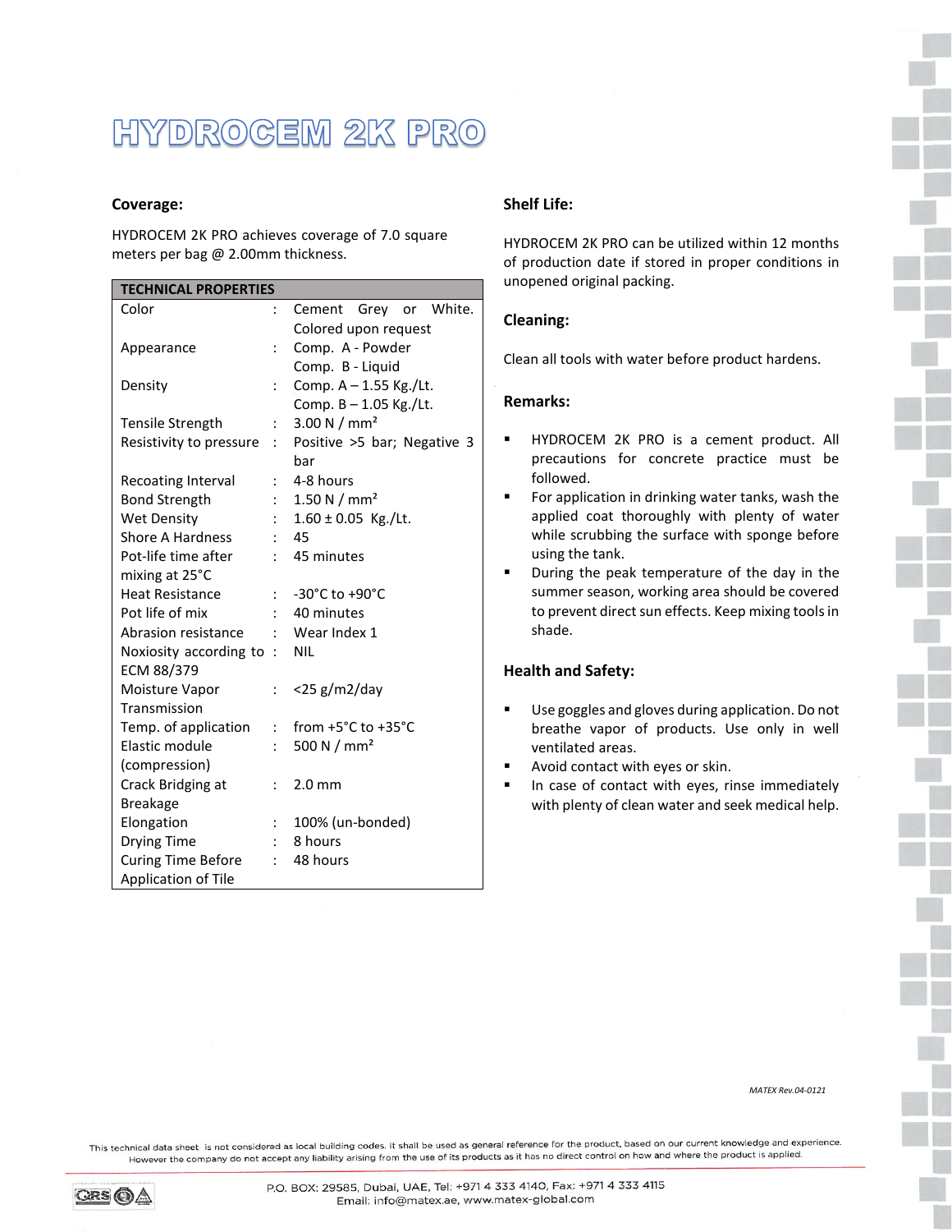# HYDROCEM 2K PRO

## Coverage:

HYDROCEM 2K PRO achieves coverage of 7.0 square meters per bag @ 2.00mm thickness.

| TECHNICAL PROPERTIES | | |
|---|---|---|
| Color | : | Cement Grey or White. Colored upon request |
| Appearance | : | Comp. A - Powder<br>Comp. B - Liquid |
| Density | : | Comp. A – 1.55 Kg./Lt.<br>Comp. B – 1.05 Kg./Lt. |
| Tensile Strength | : | 3.00 N / mm² |
| Resistivity to pressure | : | Positive >5 bar; Negative 3 bar |
| Recoating Interval | : | 4-8 hours |
| Bond Strength | : | 1.50 N / mm² |
| Wet Density | : | 1.60 ± 0.05 Kg./Lt. |
| Shore A Hardness | : | 45 |
| Pot-life time after mixing at 25°C | : | 45 minutes |
| Heat Resistance | : | -30°C to +90°C |
| Pot life of mix | : | 40 minutes |
| Abrasion resistance | : | Wear Index 1 |
| Noxiosity according to ECM 88/379 | : | NIL |
| Moisture Vapor Transmission | : | <25 g/m2/day |
| Temp. of application | : | from +5°C to +35°C |
| Elastic module (compression) | : | 500 N / mm² |
| Crack Bridging at Breakage | : | 2.0 mm |
| Elongation | : | 100% (un-bonded) |
| Drying Time | : | 8 hours |
| Curing Time Before Application of Tile | : | 48 hours |

## Shelf Life:

HYDROCEM 2K PRO can be utilized within 12 months of production date if stored in proper conditions in unopened original packing.

## Cleaning:

Clean all tools with water before product hardens.

## Remarks:

- HYDROCEM 2K PRO is a cement product. All precautions for concrete practice must be followed.
- For application in drinking water tanks, wash the applied coat thoroughly with plenty of water while scrubbing the surface with sponge before using the tank.
- During the peak temperature of the day in the summer season, working area should be covered to prevent direct sun effects. Keep mixing tools in shade.

## Health and Safety:

- Use goggles and gloves during application. Do not breathe vapor of products. Use only in well ventilated areas.
- Avoid contact with eyes or skin.
- In case of contact with eyes, rinse immediately with plenty of clean water and seek medical help.

*MATEX Rev.04-0121*

This technical data sheet is not considered as local building codes. It shall be used as general reference for the product, based on our current knowledge and experience. However the company do not accept any liability arising from the use of its products as it has no direct control on how and where the product is applied.

P.O. BOX: 29585, Dubai, UAE, Tel: +971 4 333 4140, Fax: +971 4 333 4115
Email: info@matex.ae, www.matex-global.com